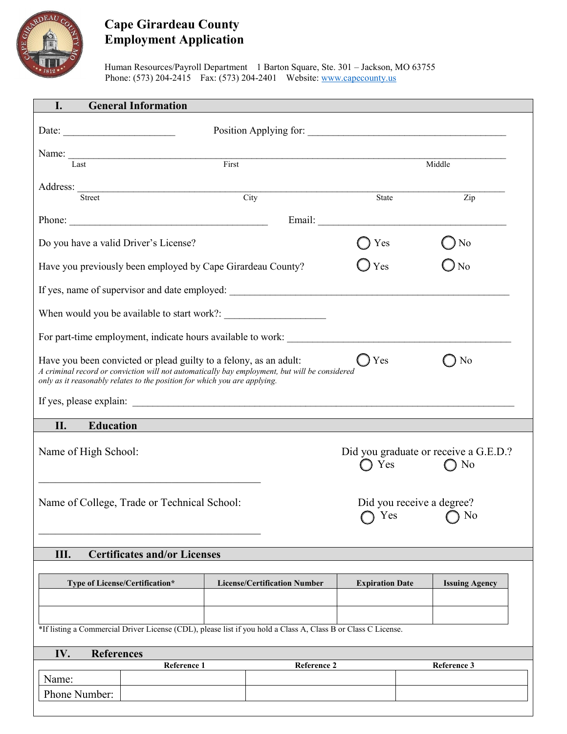# Cape Girardeau County Employment Application

Human Resources/Payroll Department 1 Barton Square, Ste. 301 – Jackson, MO 63755
Phone: (573) 204-2415 Fax: (573) 204-2401 Website: www.capecounty.us

## I. General Information

Date: ______________________ Position Applying for: ________________________________________

Name: ______________________________________________________________________________
Last First Middle

Address: ____________________________________________________________________________
Street City State Zip

Phone: ________________________________________ Email: ______________________________________

Do you have a valid Driver's License? ◯ Yes ◯ No

Have you previously been employed by Cape Girardeau County? ◯ Yes ◯ No

If yes, name of supervisor and date employed: _________________________________________________________

When would you be available to start work?: ____________________

For part-time employment, indicate hours available to work: ______________________________________________

Have you been convicted or plead guilty to a felony, as an adult: ◯ Yes ◯ No
*A criminal record or conviction will not automatically bay employment, but will be considered only as it reasonably relates to the position for which you are applying.*

If yes, please explain: ______________________________________________________________________________

## II. Education

Name of High School: ____________________________________________

Did you graduate or receive a G.E.D.? ◯ Yes ◯ No

Name of College, Trade or Technical School: ____________________________________________

Did you receive a degree? ◯ Yes ◯ No

## III. Certificates and/or Licenses

| Type of License/Certification* | License/Certification Number | Expiration Date | Issuing Agency |
|---|---|---|---|
| | | | |
| | | | |

*If listing a Commercial Driver License (CDL), please list if you hold a Class A, Class B or Class C License.

## IV. References

| | Reference 1 | Reference 2 | Reference 3 |
|---|---|---|---|
| Name: | | | |
| Phone Number: | | | |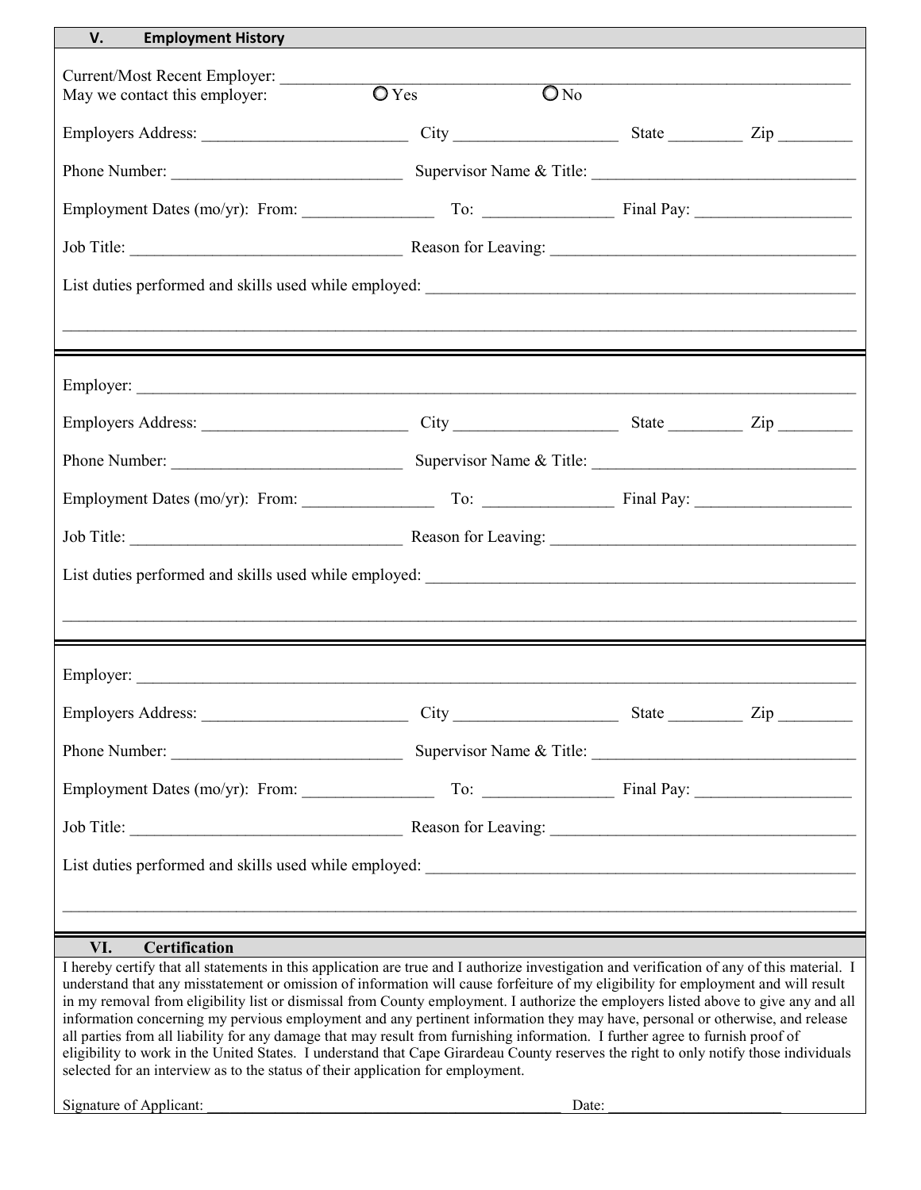## V. Employment History

Current/Most Recent Employer: ______________________________________________

May we contact this employer: ○ Yes ○ No

Employers Address: ________________________ City ___________________ State _________ Zip _________

Phone Number: ____________________________ Supervisor Name & Title: _______________________________

Employment Dates (mo/yr): From: _______________ To: _______________ Final Pay: __________________

Job Title: ________________________________ Reason for Leaving: ___________________________________

List duties performed and skills used while employed: ___________________________________________

_______________________________________________________________________________________________

---

Employer: _____________________________________________________________________________________

Employers Address: ________________________ City ___________________ State _________ Zip _________

Phone Number: ____________________________ Supervisor Name & Title: _______________________________

Employment Dates (mo/yr): From: _______________ To: _______________ Final Pay: __________________

Job Title: ________________________________ Reason for Leaving: ___________________________________

List duties performed and skills used while employed: ___________________________________________

_______________________________________________________________________________________________

---

Employer: _____________________________________________________________________________________

Employers Address: ________________________ City ___________________ State _________ Zip _________

Phone Number: ____________________________ Supervisor Name & Title: _______________________________

Employment Dates (mo/yr): From: _______________ To: _______________ Final Pay: __________________

Job Title: ________________________________ Reason for Leaving: ___________________________________

List duties performed and skills used while employed: ___________________________________________

_______________________________________________________________________________________________

## VI. Certification

I hereby certify that all statements in this application are true and I authorize investigation and verification of any of this material. I understand that any misstatement or omission of information will cause forfeiture of my eligibility for employment and will result in my removal from eligibility list or dismissal from County employment. I authorize the employers listed above to give any and all information concerning my pervious employment and any pertinent information they may have, personal or otherwise, and release all parties from all liability for any damage that may result from furnishing information. I further agree to furnish proof of eligibility to work in the United States. I understand that Cape Girardeau County reserves the right to only notify those individuals selected for an interview as to the status of their application for employment.

Signature of Applicant: ______________________________________________ Date: ______________________